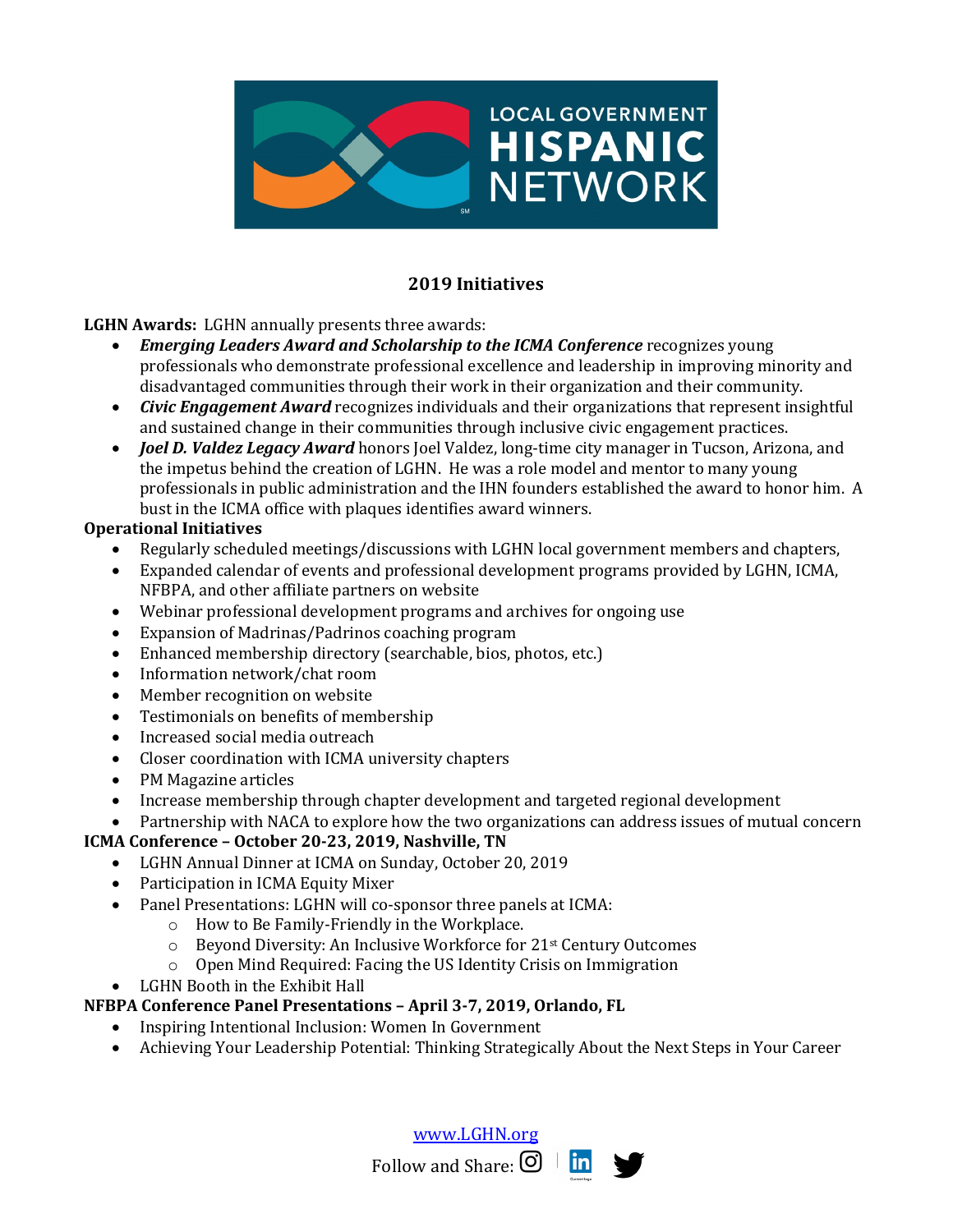LOCAL GOVERNMENT HISPANIC NETWORK

## 2019 Initiatives

**LGHN Awards:** LGHN annually presents three awards:

- ***Emerging Leaders Award and Scholarship to the ICMA Conference*** recognizes young professionals who demonstrate professional excellence and leadership in improving minority and disadvantaged communities through their work in their organization and their community.
- ***Civic Engagement Award*** recognizes individuals and their organizations that represent insightful and sustained change in their communities through inclusive civic engagement practices.
- ***Joel D. Valdez Legacy Award*** honors Joel Valdez, long-time city manager in Tucson, Arizona, and the impetus behind the creation of LGHN. He was a role model and mentor to many young professionals in public administration and the IHN founders established the award to honor him. A bust in the ICMA office with plaques identifies award winners.

**Operational Initiatives**

- Regularly scheduled meetings/discussions with LGHN local government members and chapters,
- Expanded calendar of events and professional development programs provided by LGHN, ICMA, NFBPA, and other affiliate partners on website
- Webinar professional development programs and archives for ongoing use
- Expansion of Madrinas/Padrinos coaching program
- Enhanced membership directory (searchable, bios, photos, etc.)
- Information network/chat room
- Member recognition on website
- Testimonials on benefits of membership
- Increased social media outreach
- Closer coordination with ICMA university chapters
- PM Magazine articles
- Increase membership through chapter development and targeted regional development
- Partnership with NACA to explore how the two organizations can address issues of mutual concern

**ICMA Conference – October 20-23, 2019, Nashville, TN**

- LGHN Annual Dinner at ICMA on Sunday, October 20, 2019
- Participation in ICMA Equity Mixer
- Panel Presentations: LGHN will co-sponsor three panels at ICMA:
  - How to Be Family-Friendly in the Workplace.
  - Beyond Diversity: An Inclusive Workforce for 21st Century Outcomes
  - Open Mind Required: Facing the US Identity Crisis on Immigration
- LGHN Booth in the Exhibit Hall

**NFBPA Conference Panel Presentations – April 3-7, 2019, Orlando, FL**

- Inspiring Intentional Inclusion: Women In Government
- Achieving Your Leadership Potential: Thinking Strategically About the Next Steps in Your Career

www.LGHN.org

Follow and Share: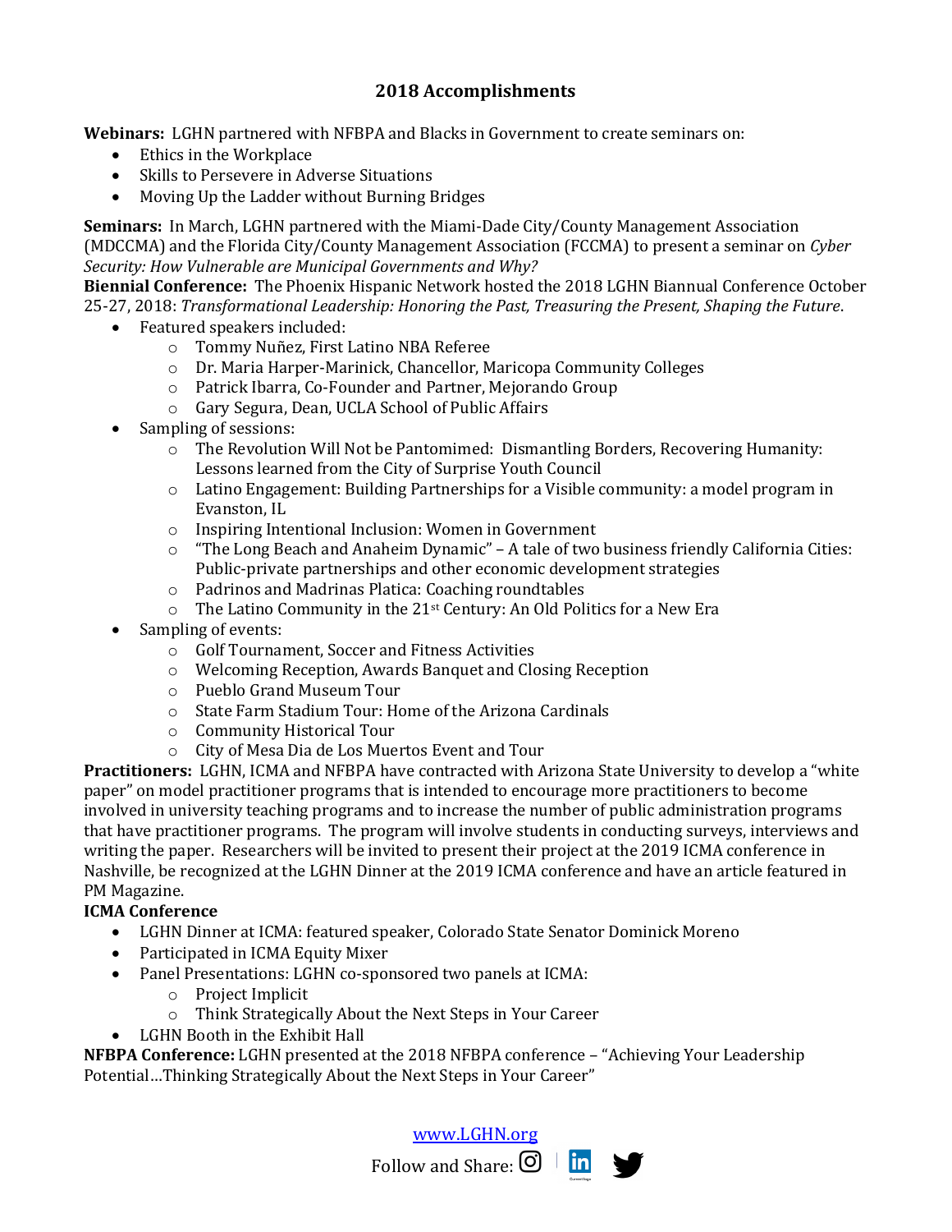## 2018 Accomplishments

**Webinars:** LGHN partnered with NFBPA and Blacks in Government to create seminars on:

- Ethics in the Workplace
- Skills to Persevere in Adverse Situations
- Moving Up the Ladder without Burning Bridges

**Seminars:** In March, LGHN partnered with the Miami-Dade City/County Management Association (MDCCMA) and the Florida City/County Management Association (FCCMA) to present a seminar on *Cyber Security: How Vulnerable are Municipal Governments and Why?*

**Biennial Conference:** The Phoenix Hispanic Network hosted the 2018 LGHN Biannual Conference October 25-27, 2018: *Transformational Leadership: Honoring the Past, Treasuring the Present, Shaping the Future*.

- Featured speakers included:
  - Tommy Nuñez, First Latino NBA Referee
  - Dr. Maria Harper-Marinick, Chancellor, Maricopa Community Colleges
  - Patrick Ibarra, Co-Founder and Partner, Mejorando Group
  - Gary Segura, Dean, UCLA School of Public Affairs
- Sampling of sessions:
  - The Revolution Will Not be Pantomimed: Dismantling Borders, Recovering Humanity: Lessons learned from the City of Surprise Youth Council
  - Latino Engagement: Building Partnerships for a Visible community: a model program in Evanston, IL
  - Inspiring Intentional Inclusion: Women in Government
  - "The Long Beach and Anaheim Dynamic" – A tale of two business friendly California Cities: Public-private partnerships and other economic development strategies
  - Padrinos and Madrinas Platica: Coaching roundtables
  - The Latino Community in the 21st Century: An Old Politics for a New Era
- Sampling of events:
  - Golf Tournament, Soccer and Fitness Activities
  - Welcoming Reception, Awards Banquet and Closing Reception
  - Pueblo Grand Museum Tour
  - State Farm Stadium Tour: Home of the Arizona Cardinals
  - Community Historical Tour
  - City of Mesa Dia de Los Muertos Event and Tour

**Practitioners:** LGHN, ICMA and NFBPA have contracted with Arizona State University to develop a "white paper" on model practitioner programs that is intended to encourage more practitioners to become involved in university teaching programs and to increase the number of public administration programs that have practitioner programs. The program will involve students in conducting surveys, interviews and writing the paper. Researchers will be invited to present their project at the 2019 ICMA conference in Nashville, be recognized at the LGHN Dinner at the 2019 ICMA conference and have an article featured in PM Magazine.

**ICMA Conference**

- LGHN Dinner at ICMA: featured speaker, Colorado State Senator Dominick Moreno
- Participated in ICMA Equity Mixer
- Panel Presentations: LGHN co-sponsored two panels at ICMA:
  - Project Implicit
  - Think Strategically About the Next Steps in Your Career
- LGHN Booth in the Exhibit Hall

**NFBPA Conference:** LGHN presented at the 2018 NFBPA conference – "Achieving Your Leadership Potential…Thinking Strategically About the Next Steps in Your Career"

www.LGHN.org

Follow and Share: